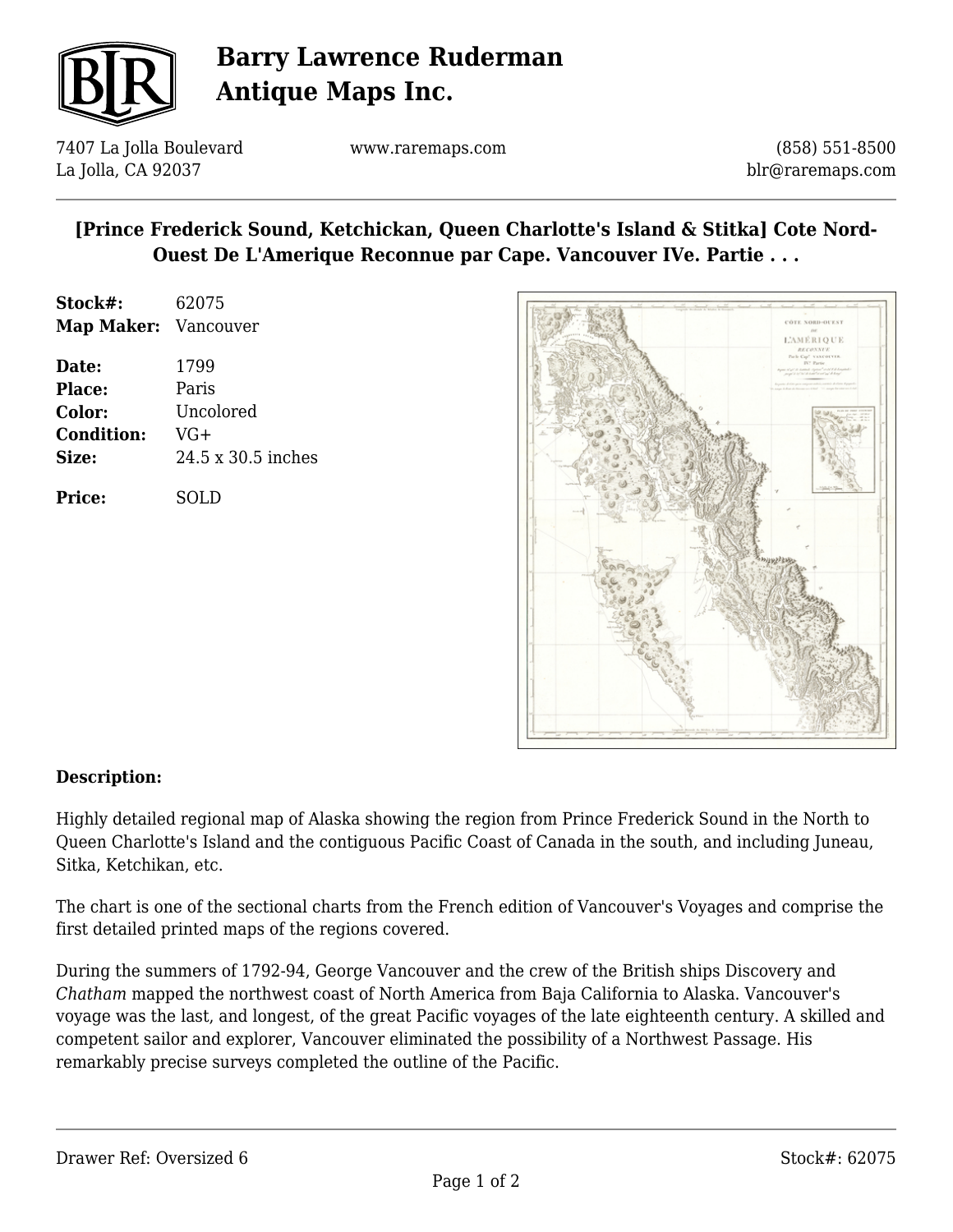# Barry Lawrence Ruderman Antique Maps Inc.

7407 La Jolla Boulevard
La Jolla, CA 92037

www.raremaps.com

(858) 551-8500
blr@raremaps.com

## [Prince Frederick Sound, Ketchickan, Queen Charlotte's Island & Stitka] Cote Nord-Ouest De L'Amerique Reconnue par Cape. Vancouver IVe. Partie . . .

**Stock#:** 62075
**Map Maker:** Vancouver

**Date:** 1799
**Place:** Paris
**Color:** Uncolored
**Condition:** VG+
**Size:** 24.5 x 30.5 inches

**Price:** SOLD

### Description:

Highly detailed regional map of Alaska showing the region from Prince Frederick Sound in the North to Queen Charlotte's Island and the contiguous Pacific Coast of Canada in the south, and including Juneau, Sitka, Ketchikan, etc.

The chart is one of the sectional charts from the French edition of Vancouver's Voyages and comprise the first detailed printed maps of the regions covered.

During the summers of 1792-94, George Vancouver and the crew of the British ships Discovery and *Chatham* mapped the northwest coast of North America from Baja California to Alaska. Vancouver's voyage was the last, and longest, of the great Pacific voyages of the late eighteenth century. A skilled and competent sailor and explorer, Vancouver eliminated the possibility of a Northwest Passage. His remarkably precise surveys completed the outline of the Pacific.

Drawer Ref: Oversized 6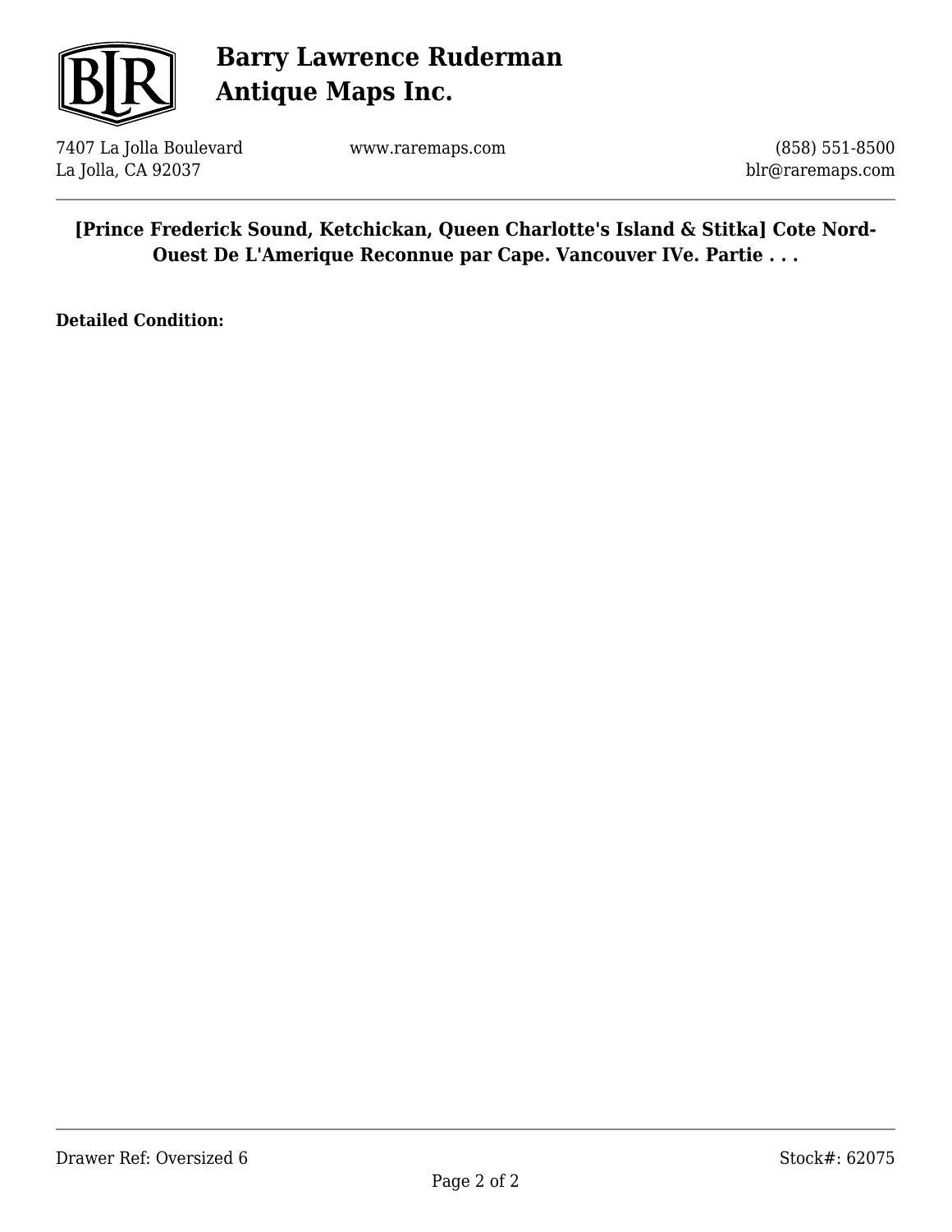**[Prince Frederick Sound, Ketchickan, Queen Charlotte's Island & Stitka] Cote Nord-Ouest De L'Amerique Reconnue par Cape. Vancouver IVe. Partie . . .**

**Detailed Condition:**

Drawer Ref: Oversized 6

Stock#: 62075